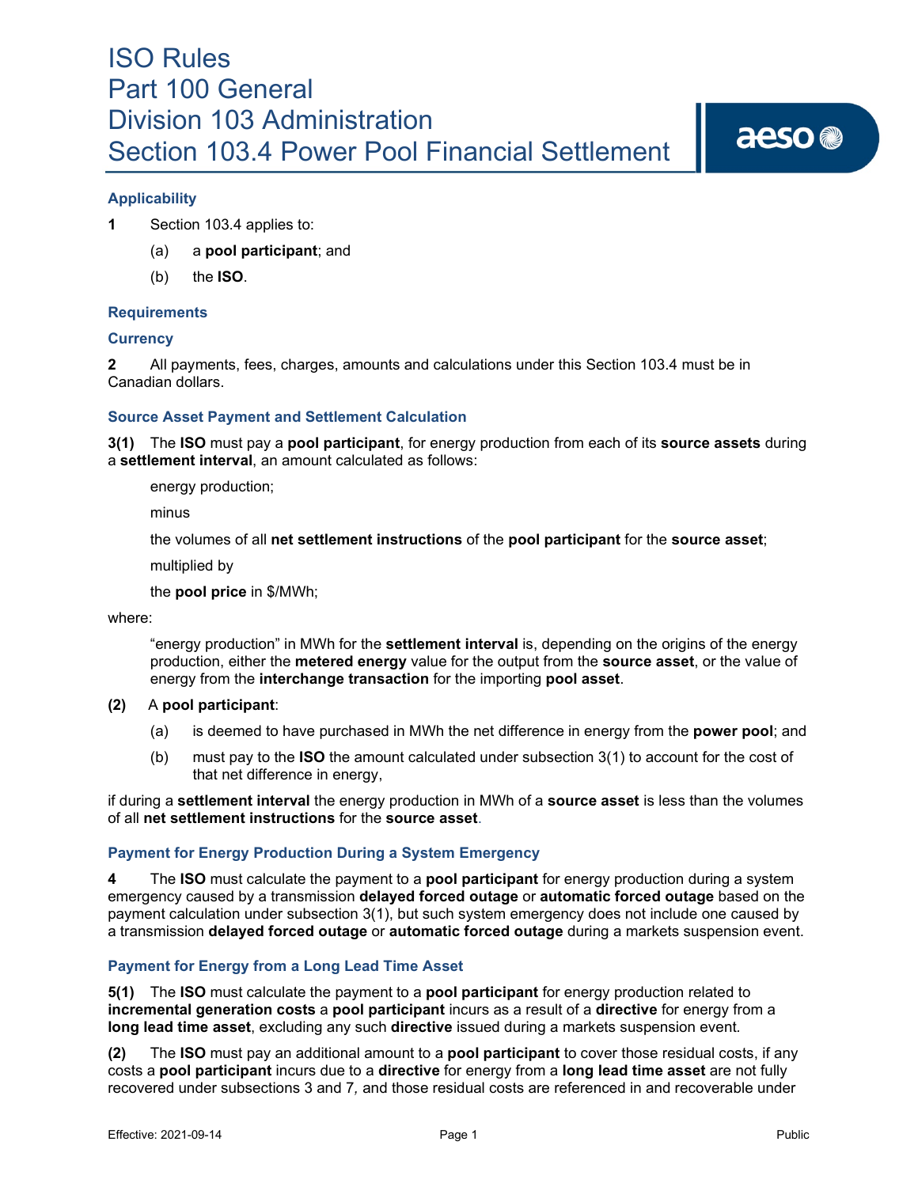# ISO Rules
# Part 100 General
# Division 103 Administration
# Section 103.4 Power Pool Financial Settlement

### Applicability

**1** Section 103.4 applies to:

(a) a **pool participant**; and

(b) the **ISO**.

### Requirements

### Currency

**2** All payments, fees, charges, amounts and calculations under this Section 103.4 must be in Canadian dollars.

### Source Asset Payment and Settlement Calculation

**3(1)** The **ISO** must pay a **pool participant**, for energy production from each of its **source assets** during a **settlement interval**, an amount calculated as follows:

energy production;

minus

the volumes of all **net settlement instructions** of the **pool participant** for the **source asset**;

multiplied by

the **pool price** in $/MWh;

where:

"energy production" in MWh for the **settlement interval** is, depending on the origins of the energy production, either the **metered energy** value for the output from the **source asset**, or the value of energy from the **interchange transaction** for the importing **pool asset**.

**(2)** A **pool participant**:

(a) is deemed to have purchased in MWh the net difference in energy from the **power pool**; and

(b) must pay to the **ISO** the amount calculated under subsection 3(1) to account for the cost of that net difference in energy,

if during a **settlement interval** the energy production in MWh of a **source asset** is less than the volumes of all **net settlement instructions** for the **source asset**.

### Payment for Energy Production During a System Emergency

**4** The **ISO** must calculate the payment to a **pool participant** for energy production during a system emergency caused by a transmission **delayed forced outage** or **automatic forced outage** based on the payment calculation under subsection 3(1), but such system emergency does not include one caused by a transmission **delayed forced outage** or **automatic forced outage** during a markets suspension event.

### Payment for Energy from a Long Lead Time Asset

**5(1)** The **ISO** must calculate the payment to a **pool participant** for energy production related to **incremental generation costs** a **pool participant** incurs as a result of a **directive** for energy from a **long lead time asset**, excluding any such **directive** issued during a markets suspension event.

**(2)** The **ISO** must pay an additional amount to a **pool participant** to cover those residual costs, if any costs a **pool participant** incurs due to a **directive** for energy from a **long lead time asset** are not fully recovered under subsections 3 and 7, and those residual costs are referenced in and recoverable under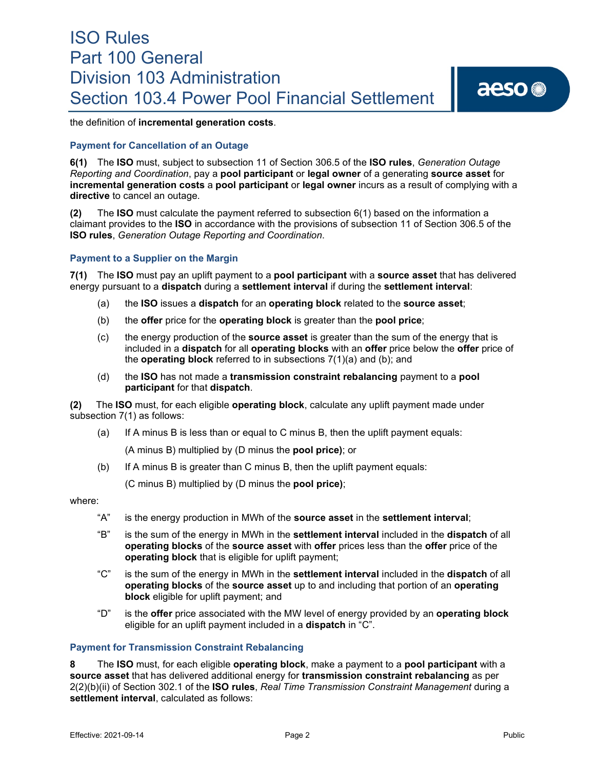the definition of **incremental generation costs**.

### Payment for Cancellation of an Outage

**6(1)** The **ISO** must, subject to subsection 11 of Section 306.5 of the **ISO rules**, *Generation Outage Reporting and Coordination*, pay a **pool participant** or **legal owner** of a generating **source asset** for **incremental generation costs** a **pool participant** or **legal owner** incurs as a result of complying with a **directive** to cancel an outage.

**(2)** The **ISO** must calculate the payment referred to subsection 6(1) based on the information a claimant provides to the **ISO** in accordance with the provisions of subsection 11 of Section 306.5 of the **ISO rules**, *Generation Outage Reporting and Coordination*.

### Payment to a Supplier on the Margin

**7(1)** The **ISO** must pay an uplift payment to a **pool participant** with a **source asset** that has delivered energy pursuant to a **dispatch** during a **settlement interval** if during the **settlement interval**:

- (a) the **ISO** issues a **dispatch** for an **operating block** related to the **source asset**;
- (b) the **offer** price for the **operating block** is greater than the **pool price**;
- (c) the energy production of the **source asset** is greater than the sum of the energy that is included in a **dispatch** for all **operating blocks** with an **offer** price below the **offer** price of the **operating block** referred to in subsections 7(1)(a) and (b); and
- (d) the **ISO** has not made a **transmission constraint rebalancing** payment to a **pool participant** for that **dispatch**.

**(2)** The **ISO** must, for each eligible **operating block**, calculate any uplift payment made under subsection 7(1) as follows:

- (a) If A minus B is less than or equal to C minus B, then the uplift payment equals:

  (A minus B) multiplied by (D minus the **pool price)**; or

- (b) If A minus B is greater than C minus B, then the uplift payment equals:

  (C minus B) multiplied by (D minus the **pool price)**;

where:

- "A" is the energy production in MWh of the **source asset** in the **settlement interval**;
- "B" is the sum of the energy in MWh in the **settlement interval** included in the **dispatch** of all **operating blocks** of the **source asset** with **offer** prices less than the **offer** price of the **operating block** that is eligible for uplift payment;
- "C" is the sum of the energy in MWh in the **settlement interval** included in the **dispatch** of all **operating blocks** of the **source asset** up to and including that portion of an **operating block** eligible for uplift payment; and
- "D" is the **offer** price associated with the MW level of energy provided by an **operating block** eligible for an uplift payment included in a **dispatch** in "C".

### Payment for Transmission Constraint Rebalancing

**8** The **ISO** must, for each eligible **operating block**, make a payment to a **pool participant** with a **source asset** that has delivered additional energy for **transmission constraint rebalancing** as per 2(2)(b)(ii) of Section 302.1 of the **ISO rules**, *Real Time Transmission Constraint Management* during a **settlement interval**, calculated as follows: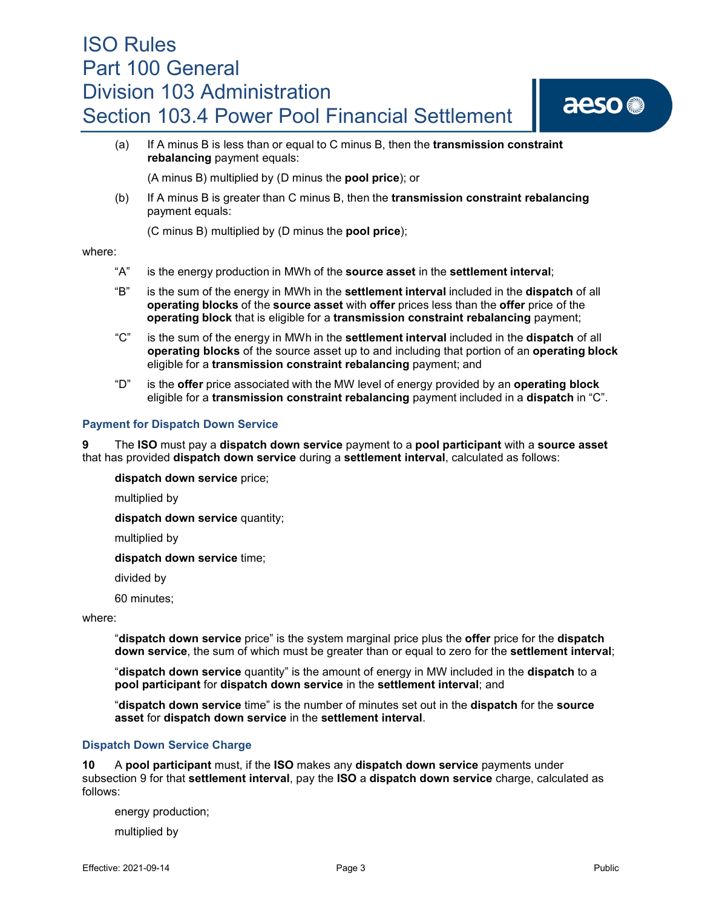(a) If A minus B is less than or equal to C minus B, then the **transmission constraint rebalancing** payment equals:

(A minus B) multiplied by (D minus the **pool price**); or

(b) If A minus B is greater than C minus B, then the **transmission constraint rebalancing** payment equals:

(C minus B) multiplied by (D minus the **pool price**);

where:

"A" is the energy production in MWh of the **source asset** in the **settlement interval**;

"B" is the sum of the energy in MWh in the **settlement interval** included in the **dispatch** of all **operating blocks** of the **source asset** with **offer** prices less than the **offer** price of the **operating block** that is eligible for a **transmission constraint rebalancing** payment;

"C" is the sum of the energy in MWh in the **settlement interval** included in the **dispatch** of all **operating blocks** of the source asset up to and including that portion of an **operating block** eligible for a **transmission constraint rebalancing** payment; and

"D" is the **offer** price associated with the MW level of energy provided by an **operating block** eligible for a **transmission constraint rebalancing** payment included in a **dispatch** in "C".

### Payment for Dispatch Down Service

**9** The **ISO** must pay a **dispatch down service** payment to a **pool participant** with a **source asset** that has provided **dispatch down service** during a **settlement interval**, calculated as follows:

**dispatch down service** price;

multiplied by

**dispatch down service** quantity;

multiplied by

**dispatch down service** time;

divided by

60 minutes;

where:

"**dispatch down service** price" is the system marginal price plus the **offer** price for the **dispatch down service**, the sum of which must be greater than or equal to zero for the **settlement interval**;

"**dispatch down service** quantity" is the amount of energy in MW included in the **dispatch** to a **pool participant** for **dispatch down service** in the **settlement interval**; and

"**dispatch down service** time" is the number of minutes set out in the **dispatch** for the **source asset** for **dispatch down service** in the **settlement interval**.

### Dispatch Down Service Charge

**10** A **pool participant** must, if the **ISO** makes any **dispatch down service** payments under subsection 9 for that **settlement interval**, pay the **ISO** a **dispatch down service** charge, calculated as follows:

energy production;

multiplied by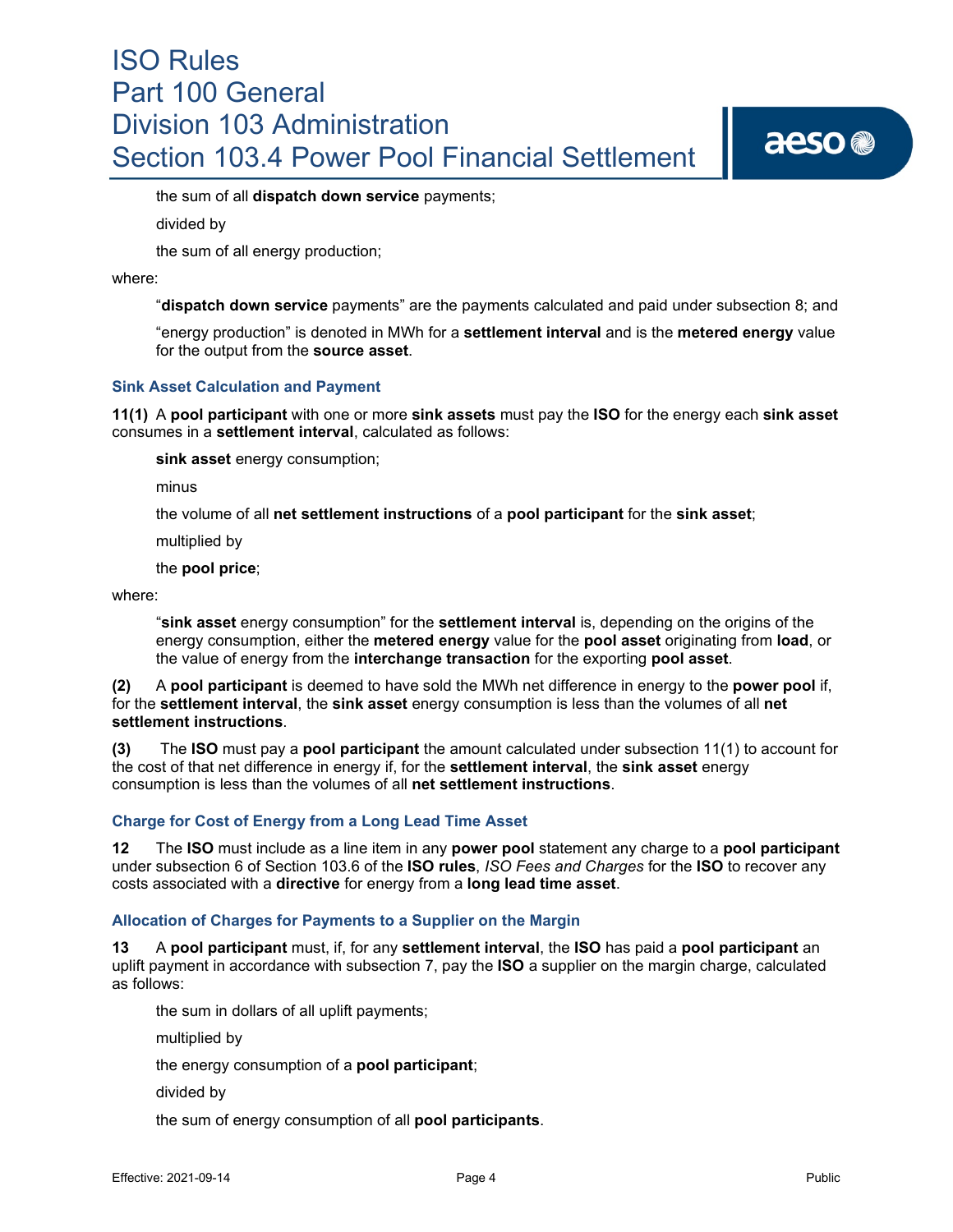the sum of all **dispatch down service** payments;

divided by

the sum of all energy production;

where:

"**dispatch down service** payments" are the payments calculated and paid under subsection 8; and

"energy production" is denoted in MWh for a **settlement interval** and is the **metered energy** value for the output from the **source asset**.

### Sink Asset Calculation and Payment

**11(1)** A **pool participant** with one or more **sink assets** must pay the **ISO** for the energy each **sink asset** consumes in a **settlement interval**, calculated as follows:

**sink asset** energy consumption;

minus

the volume of all **net settlement instructions** of a **pool participant** for the **sink asset**;

multiplied by

the **pool price**;

where:

"**sink asset** energy consumption" for the **settlement interval** is, depending on the origins of the energy consumption, either the **metered energy** value for the **pool asset** originating from **load**, or the value of energy from the **interchange transaction** for the exporting **pool asset**.

**(2)** A **pool participant** is deemed to have sold the MWh net difference in energy to the **power pool** if, for the **settlement interval**, the **sink asset** energy consumption is less than the volumes of all **net settlement instructions**.

**(3)** The **ISO** must pay a **pool participant** the amount calculated under subsection 11(1) to account for the cost of that net difference in energy if, for the **settlement interval**, the **sink asset** energy consumption is less than the volumes of all **net settlement instructions**.

### Charge for Cost of Energy from a Long Lead Time Asset

**12** The **ISO** must include as a line item in any **power pool** statement any charge to a **pool participant** under subsection 6 of Section 103.6 of the **ISO rules**, *ISO Fees and Charges* for the **ISO** to recover any costs associated with a **directive** for energy from a **long lead time asset**.

### Allocation of Charges for Payments to a Supplier on the Margin

**13** A **pool participant** must, if, for any **settlement interval**, the **ISO** has paid a **pool participant** an uplift payment in accordance with subsection 7, pay the **ISO** a supplier on the margin charge, calculated as follows:

the sum in dollars of all uplift payments;

multiplied by

the energy consumption of a **pool participant**;

divided by

the sum of energy consumption of all **pool participants**.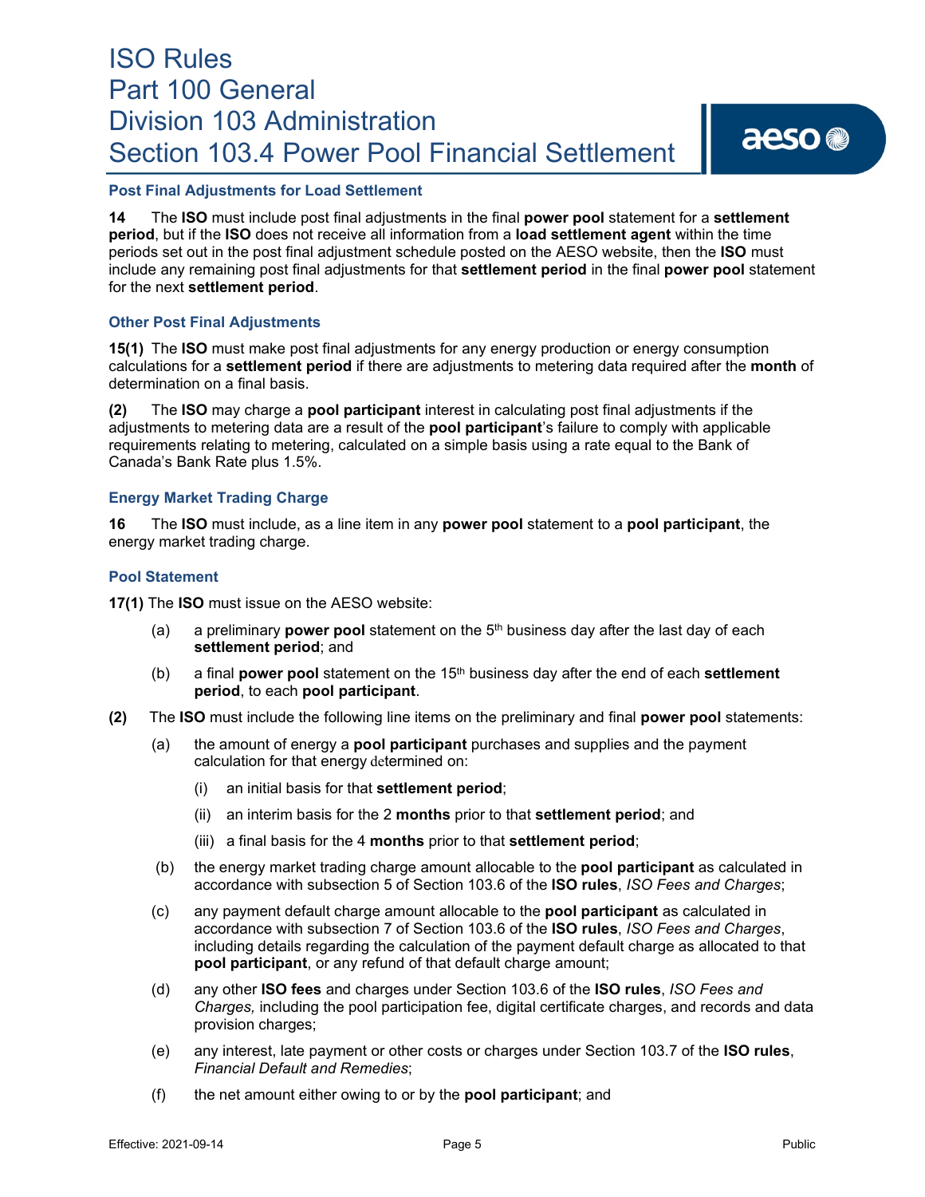### Post Final Adjustments for Load Settlement

**14** The **ISO** must include post final adjustments in the final **power pool** statement for a **settlement period**, but if the **ISO** does not receive all information from a **load settlement agent** within the time periods set out in the post final adjustment schedule posted on the AESO website, then the **ISO** must include any remaining post final adjustments for that **settlement period** in the final **power pool** statement for the next **settlement period**.

### Other Post Final Adjustments

**15(1)** The **ISO** must make post final adjustments for any energy production or energy consumption calculations for a **settlement period** if there are adjustments to metering data required after the **month** of determination on a final basis.

**(2)** The **ISO** may charge a **pool participant** interest in calculating post final adjustments if the adjustments to metering data are a result of the **pool participant**'s failure to comply with applicable requirements relating to metering, calculated on a simple basis using a rate equal to the Bank of Canada's Bank Rate plus 1.5%.

### Energy Market Trading Charge

**16** The **ISO** must include, as a line item in any **power pool** statement to a **pool participant**, the energy market trading charge.

### Pool Statement

**17(1)** The **ISO** must issue on the AESO website:

(a) a preliminary **power pool** statement on the 5th business day after the last day of each **settlement period**; and

(b) a final **power pool** statement on the 15th business day after the end of each **settlement period**, to each **pool participant**.

**(2)** The **ISO** must include the following line items on the preliminary and final **power pool** statements:

(a) the amount of energy a **pool participant** purchases and supplies and the payment calculation for that energy determined on:

(i) an initial basis for that **settlement period**;

(ii) an interim basis for the 2 **months** prior to that **settlement period**; and

(iii) a final basis for the 4 **months** prior to that **settlement period**;

(b) the energy market trading charge amount allocable to the **pool participant** as calculated in accordance with subsection 5 of Section 103.6 of the **ISO rules**, *ISO Fees and Charges*;

(c) any payment default charge amount allocable to the **pool participant** as calculated in accordance with subsection 7 of Section 103.6 of the **ISO rules**, *ISO Fees and Charges*, including details regarding the calculation of the payment default charge as allocated to that **pool participant**, or any refund of that default charge amount;

(d) any other **ISO fees** and charges under Section 103.6 of the **ISO rules**, *ISO Fees and Charges,* including the pool participation fee, digital certificate charges, and records and data provision charges;

(e) any interest, late payment or other costs or charges under Section 103.7 of the **ISO rules**, *Financial Default and Remedies*;

(f) the net amount either owing to or by the **pool participant**; and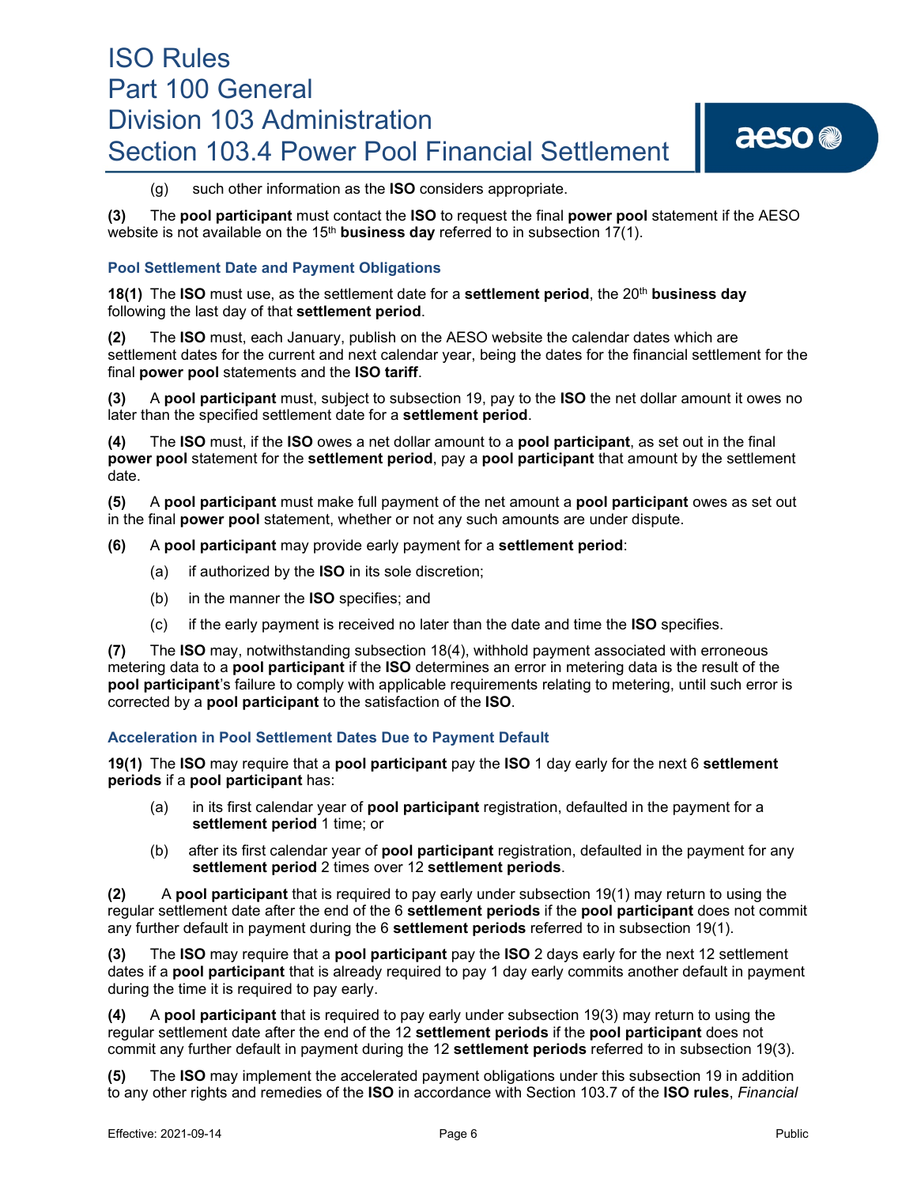(g) such other information as the **ISO** considers appropriate.

**(3)** The **pool participant** must contact the **ISO** to request the final **power pool** statement if the AESO website is not available on the 15th **business day** referred to in subsection 17(1).

### Pool Settlement Date and Payment Obligations

**18(1)** The **ISO** must use, as the settlement date for a **settlement period**, the 20th **business day** following the last day of that **settlement period**.

**(2)** The **ISO** must, each January, publish on the AESO website the calendar dates which are settlement dates for the current and next calendar year, being the dates for the financial settlement for the final **power pool** statements and the **ISO tariff**.

**(3)** A **pool participant** must, subject to subsection 19, pay to the **ISO** the net dollar amount it owes no later than the specified settlement date for a **settlement period**.

**(4)** The **ISO** must, if the **ISO** owes a net dollar amount to a **pool participant**, as set out in the final **power pool** statement for the **settlement period**, pay a **pool participant** that amount by the settlement date.

**(5)** A **pool participant** must make full payment of the net amount a **pool participant** owes as set out in the final **power pool** statement, whether or not any such amounts are under dispute.

**(6)** A **pool participant** may provide early payment for a **settlement period**:

(a) if authorized by the **ISO** in its sole discretion;

(b) in the manner the **ISO** specifies; and

(c) if the early payment is received no later than the date and time the **ISO** specifies.

**(7)** The **ISO** may, notwithstanding subsection 18(4), withhold payment associated with erroneous metering data to a **pool participant** if the **ISO** determines an error in metering data is the result of the **pool participant**'s failure to comply with applicable requirements relating to metering, until such error is corrected by a **pool participant** to the satisfaction of the **ISO**.

### Acceleration in Pool Settlement Dates Due to Payment Default

**19(1)** The **ISO** may require that a **pool participant** pay the **ISO** 1 day early for the next 6 **settlement periods** if a **pool participant** has:

(a) in its first calendar year of **pool participant** registration, defaulted in the payment for a **settlement period** 1 time; or

(b) after its first calendar year of **pool participant** registration, defaulted in the payment for any **settlement period** 2 times over 12 **settlement periods**.

**(2)** A **pool participant** that is required to pay early under subsection 19(1) may return to using the regular settlement date after the end of the 6 **settlement periods** if the **pool participant** does not commit any further default in payment during the 6 **settlement periods** referred to in subsection 19(1).

**(3)** The **ISO** may require that a **pool participant** pay the **ISO** 2 days early for the next 12 settlement dates if a **pool participant** that is already required to pay 1 day early commits another default in payment during the time it is required to pay early.

**(4)** A **pool participant** that is required to pay early under subsection 19(3) may return to using the regular settlement date after the end of the 12 **settlement periods** if the **pool participant** does not commit any further default in payment during the 12 **settlement periods** referred to in subsection 19(3).

**(5)** The **ISO** may implement the accelerated payment obligations under this subsection 19 in addition to any other rights and remedies of the **ISO** in accordance with Section 103.7 of the **ISO rules**, *Financial*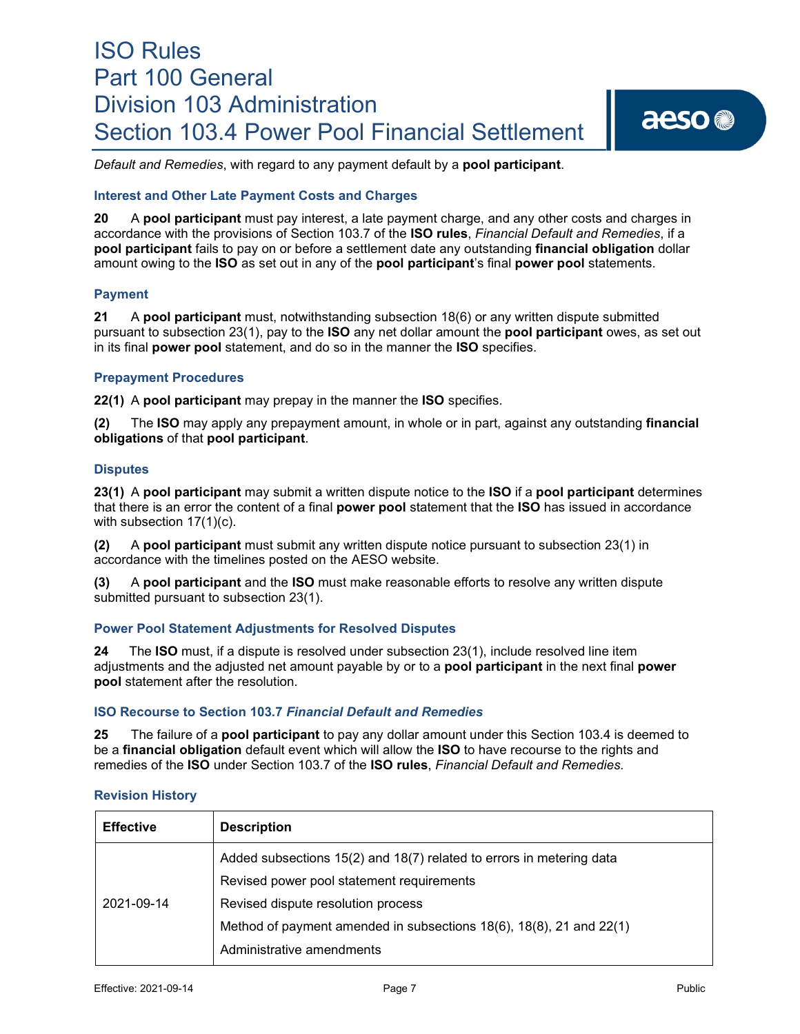*Default and Remedies*, with regard to any payment default by a **pool participant**.

### Interest and Other Late Payment Costs and Charges

**20** A **pool participant** must pay interest, a late payment charge, and any other costs and charges in accordance with the provisions of Section 103.7 of the **ISO rules**, *Financial Default and Remedies*, if a **pool participant** fails to pay on or before a settlement date any outstanding **financial obligation** dollar amount owing to the **ISO** as set out in any of the **pool participant**'s final **power pool** statements.

### Payment

**21** A **pool participant** must, notwithstanding subsection 18(6) or any written dispute submitted pursuant to subsection 23(1), pay to the **ISO** any net dollar amount the **pool participant** owes, as set out in its final **power pool** statement, and do so in the manner the **ISO** specifies.

### Prepayment Procedures

**22(1)** A **pool participant** may prepay in the manner the **ISO** specifies.

**(2)** The **ISO** may apply any prepayment amount, in whole or in part, against any outstanding **financial obligations** of that **pool participant**.

### Disputes

**23(1)** A **pool participant** may submit a written dispute notice to the **ISO** if a **pool participant** determines that there is an error the content of a final **power pool** statement that the **ISO** has issued in accordance with subsection 17(1)(c).

**(2)** A **pool participant** must submit any written dispute notice pursuant to subsection 23(1) in accordance with the timelines posted on the AESO website.

**(3)** A **pool participant** and the **ISO** must make reasonable efforts to resolve any written dispute submitted pursuant to subsection 23(1).

### Power Pool Statement Adjustments for Resolved Disputes

**24** The **ISO** must, if a dispute is resolved under subsection 23(1), include resolved line item adjustments and the adjusted net amount payable by or to a **pool participant** in the next final **power pool** statement after the resolution.

### ISO Recourse to Section 103.7 *Financial Default and Remedies*

**25** The failure of a **pool participant** to pay any dollar amount under this Section 103.4 is deemed to be a **financial obligation** default event which will allow the **ISO** to have recourse to the rights and remedies of the **ISO** under Section 103.7 of the **ISO rules**, *Financial Default and Remedies.*

### Revision History

| Effective | Description |
|---|---|
| 2021-09-14 | Added subsections 15(2) and 18(7) related to errors in metering data<br>Revised power pool statement requirements<br>Revised dispute resolution process<br>Method of payment amended in subsections 18(6), 18(8), 21 and 22(1)<br>Administrative amendments |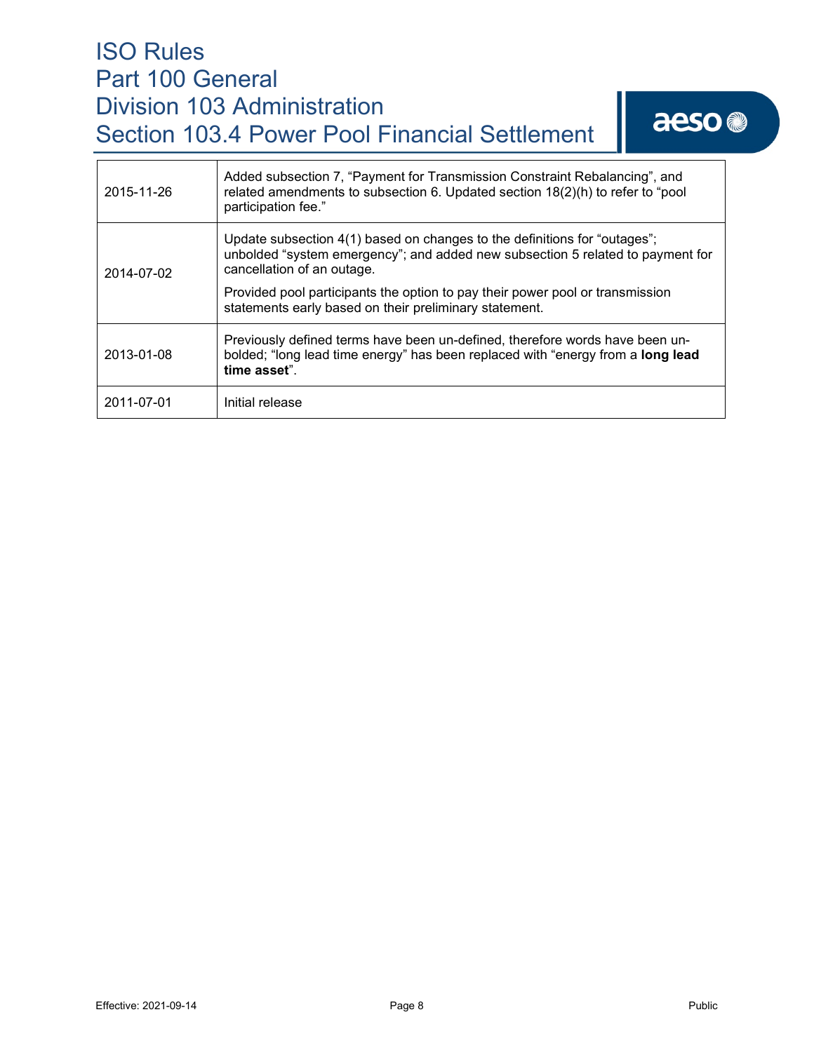| | |
|---|---|
| 2015-11-26 | Added subsection 7, "Payment for Transmission Constraint Rebalancing", and related amendments to subsection 6. Updated section 18(2)(h) to refer to "pool participation fee." |
| 2014-07-02 | Update subsection 4(1) based on changes to the definitions for "outages"; unbolded "system emergency"; and added new subsection 5 related to payment for cancellation of an outage.<br><br>Provided pool participants the option to pay their power pool or transmission statements early based on their preliminary statement. |
| 2013-01-08 | Previously defined terms have been un-defined, therefore words have been un-bolded; "long lead time energy" has been replaced with "energy from a **long lead time asset**". |
| 2011-07-01 | Initial release |